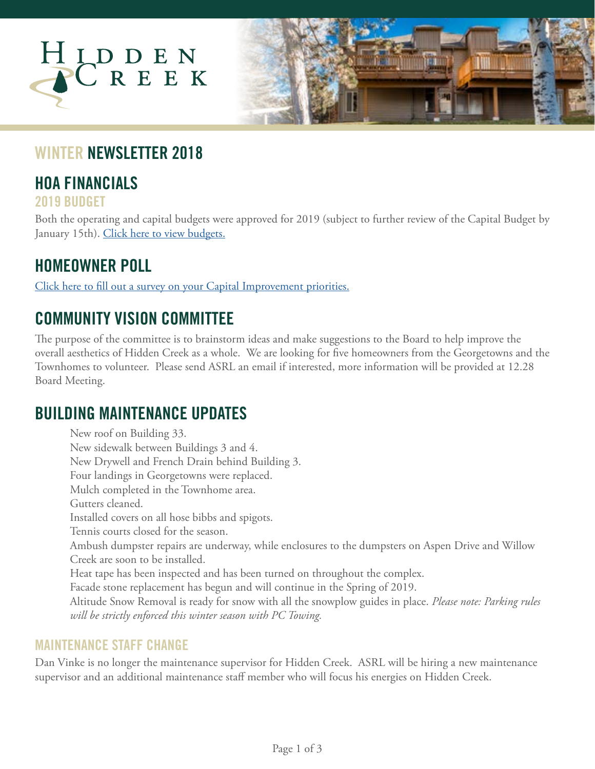# HIDDEN CREEK

## WINTER NEWSLETTER 2018

## HOA FINANCIALS

### 2019 BUDGET

Both the operating and capital budgets were approved for 2019 (subject to further review of the Capital Budget by January 15th). Click here to view budgets.

## HOMEOWNER POLL

Click here to fill out a survey on your Capital Improvement priorities.

## COMMUNITY VISION COMMITTEE

The purpose of the committee is to brainstorm ideas and make suggestions to the Board to help improve the overall aesthetics of Hidden Creek as a whole. We are looking for five homeowners from the Georgetowns and the Townhomes to volunteer. Please send ASRL an email if interested, more information will be provided at 12.28 Board Meeting.

## BUILDING MAINTENANCE UPDATES

- New roof on Building 33.
- New sidewalk between Buildings 3 and 4.
- New Drywell and French Drain behind Building 3.
- Four landings in Georgetowns were replaced.
- Mulch completed in the Townhome area.
- Gutters cleaned.
- Installed covers on all hose bibbs and spigots.
- Tennis courts closed for the season.
- Ambush dumpster repairs are underway, while enclosures to the dumpsters on Aspen Drive and Willow Creek are soon to be installed.
- Heat tape has been inspected and has been turned on throughout the complex.
- Facade stone replacement has begun and will continue in the Spring of 2019.
- Altitude Snow Removal is ready for snow with all the snowplow guides in place. *Please note: Parking rules will be strictly enforced this winter season with PC Towing.*

### MAINTENANCE STAFF CHANGE

Dan Vinke is no longer the maintenance supervisor for Hidden Creek. ASRL will be hiring a new maintenance supervisor and an additional maintenance staff member who will focus his energies on Hidden Creek.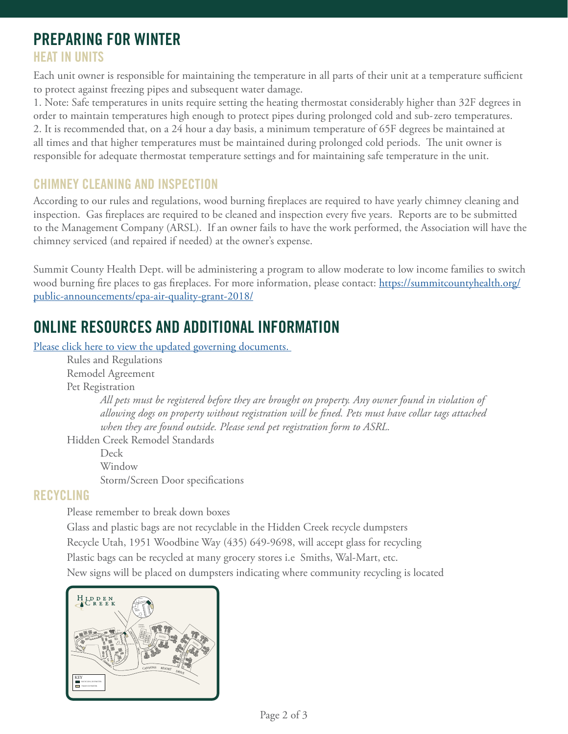# PREPARING FOR WINTER

## HEAT IN UNITS

Each unit owner is responsible for maintaining the temperature in all parts of their unit at a temperature sufficient to protect against freezing pipes and subsequent water damage.

1. Note: Safe temperatures in units require setting the heating thermostat considerably higher than 32F degrees in order to maintain temperatures high enough to protect pipes during prolonged cold and sub-zero temperatures.
2. It is recommended that, on a 24 hour a day basis, a minimum temperature of 65F degrees be maintained at all times and that higher temperatures must be maintained during prolonged cold periods. The unit owner is responsible for adequate thermostat temperature settings and for maintaining safe temperature in the unit.

## CHIMNEY CLEANING AND INSPECTION

According to our rules and regulations, wood burning fireplaces are required to have yearly chimney cleaning and inspection. Gas fireplaces are required to be cleaned and inspection every five years. Reports are to be submitted to the Management Company (ARSL). If an owner fails to have the work performed, the Association will have the chimney serviced (and repaired if needed) at the owner's expense.

Summit County Health Dept. will be administering a program to allow moderate to low income families to switch wood burning fire places to gas fireplaces. For more information, please contact: [https://summitcountyhealth.org/public-announcements/epa-air-quality-grant-2018/](https://summitcountyhealth.org/public-announcements/epa-air-quality-grant-2018/)

# ONLINE RESOURCES AND ADDITIONAL INFORMATION

Please click here to view the updated governing documents.

- Rules and Regulations
- Remodel Agreement
- Pet Registration
  - *All pets must be registered before they are brought on property. Any owner found in violation of allowing dogs on property without registration will be fined. Pets must have collar tags attached when they are found outside. Please send pet registration form to ASRL.*
- Hidden Creek Remodel Standards
  - Deck
  - Window
  - Storm/Screen Door specifications

## RECYCLING

- Please remember to break down boxes
- Glass and plastic bags are not recyclable in the Hidden Creek recycle dumpsters
- Recycle Utah, 1951 Woodbine Way (435) 649-9698, will accept glass for recycling
- Plastic bags can be recycled at many grocery stores i.e Smiths, Wal-Mart, etc.
- New signs will be placed on dumpsters indicating where community recycling is located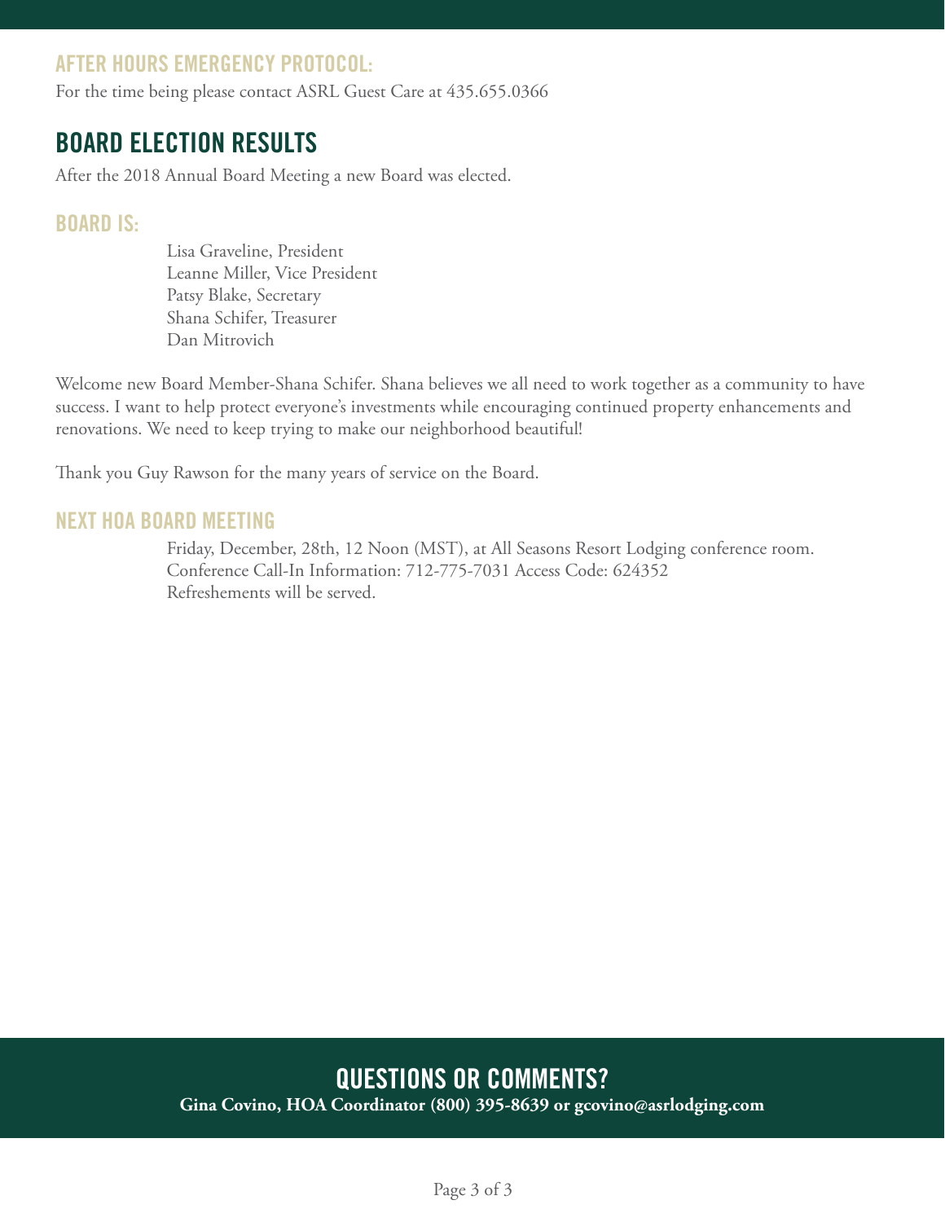## AFTER HOURS EMERGENCY PROTOCOL:

For the time being please contact ASRL Guest Care at 435.655.0366

# BOARD ELECTION RESULTS

After the 2018 Annual Board Meeting a new Board was elected.

## BOARD IS:

Lisa Graveline, President
Leanne Miller, Vice President
Patsy Blake, Secretary
Shana Schifer, Treasurer
Dan Mitrovich

Welcome new Board Member-Shana Schifer. Shana believes we all need to work together as a community to have success. I want to help protect everyone's investments while encouraging continued property enhancements and renovations. We need to keep trying to make our neighborhood beautiful!

Thank you Guy Rawson for the many years of service on the Board.

## NEXT HOA BOARD MEETING

Friday, December, 28th, 12 Noon (MST), at All Seasons Resort Lodging conference room.
Conference Call-In Information: 712-775-7031 Access Code: 624352
Refreshements will be served.

## QUESTIONS OR COMMENTS?

**Gina Covino, HOA Coordinator (800) 395-8639 or gcovino@asrlodging.com**